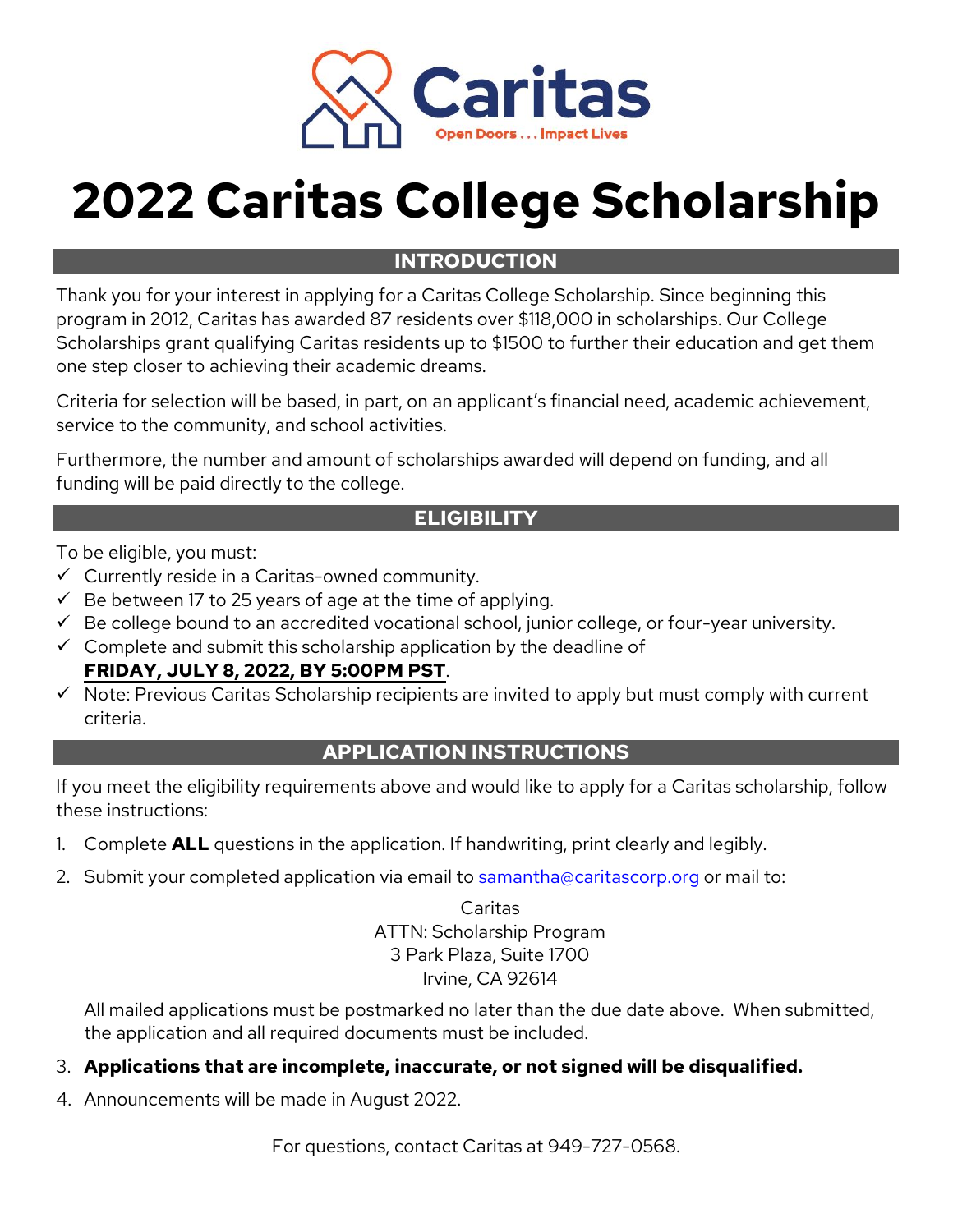Caritas

Open Doors . . . Impact Lives

# 2022 Caritas College Scholarship

## INTRODUCTION

Thank you for your interest in applying for a Caritas College Scholarship. Since beginning this program in 2012, Caritas has awarded 87 residents over $118,000 in scholarships. Our College Scholarships grant qualifying Caritas residents up to $1500 to further their education and get them one step closer to achieving their academic dreams.

Criteria for selection will be based, in part, on an applicant's financial need, academic achievement, service to the community, and school activities.

Furthermore, the number and amount of scholarships awarded will depend on funding, and all funding will be paid directly to the college.

## ELIGIBILITY

To be eligible, you must:

- ✓ Currently reside in a Caritas-owned community.
- ✓ Be between 17 to 25 years of age at the time of applying.
- ✓ Be college bound to an accredited vocational school, junior college, or four-year university.
- ✓ Complete and submit this scholarship application by the deadline of **FRIDAY, JULY 8, 2022, BY 5:00PM PST**.
- ✓ Note: Previous Caritas Scholarship recipients are invited to apply but must comply with current criteria.

## APPLICATION INSTRUCTIONS

If you meet the eligibility requirements above and would like to apply for a Caritas scholarship, follow these instructions:

1. Complete **ALL** questions in the application. If handwriting, print clearly and legibly.
2. Submit your completed application via email to samantha@caritascorp.org or mail to:

   Caritas
   ATTN: Scholarship Program
   3 Park Plaza, Suite 1700
   Irvine, CA 92614

   All mailed applications must be postmarked no later than the due date above. When submitted, the application and all required documents must be included.

3. **Applications that are incomplete, inaccurate, or not signed will be disqualified.**
4. Announcements will be made in August 2022.

For questions, contact Caritas at 949-727-0568.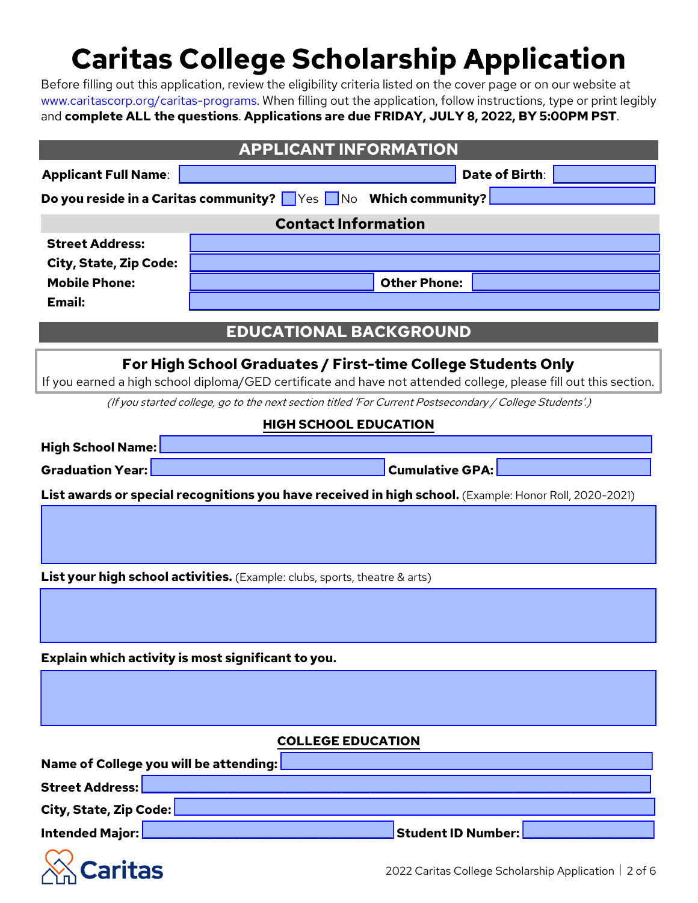# Caritas College Scholarship Application

Before filling out this application, review the eligibility criteria listed on the cover page or on our website at www.caritascorp.org/caritas-programs. When filling out the application, follow instructions, type or print legibly and **complete ALL the questions**. **Applications are due FRIDAY, JULY 8, 2022, BY 5:00PM PST**.

## APPLICANT INFORMATION

**Applicant Full Name**: ____________ **Date of Birth**: ____________

**Do you reside in a Caritas community?** ☐ Yes ☐ No **Which community?** ____________

### Contact Information

**Street Address:** ____________

**City, State, Zip Code:** ____________

**Mobile Phone:** ____________ **Other Phone:** ____________

**Email:** ____________

## EDUCATIONAL BACKGROUND

### For High School Graduates / First-time College Students Only

If you earned a high school diploma/GED certificate and have not attended college, please fill out this section.

*(If you started college, go to the next section titled 'For Current Postsecondary / College Students'.)*

### HIGH SCHOOL EDUCATION

**High School Name:** ____________

**Graduation Year:** ____________ **Cumulative GPA:** ____________

**List awards or special recognitions you have received in high school.** (Example: Honor Roll, 2020-2021)

____________

**List your high school activities.** (Example: clubs, sports, theatre & arts)

____________

**Explain which activity is most significant to you.**

____________

### COLLEGE EDUCATION

**Name of College you will be attending:** ____________

**Street Address:** ____________

**City, State, Zip Code:** ____________

**Intended Major:** ____________ **Student ID Number:** ____________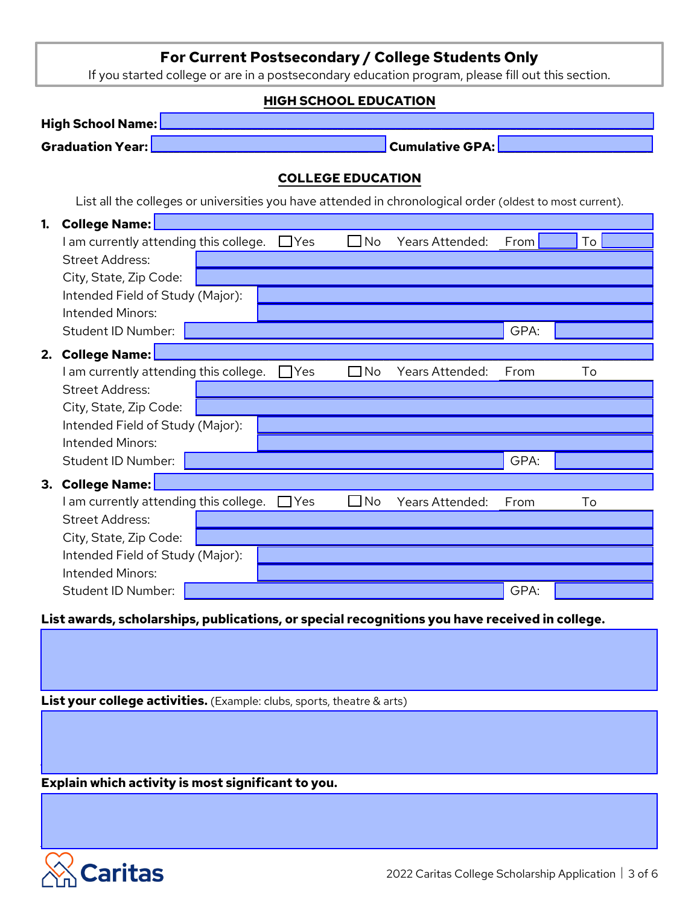## For Current Postsecondary / College Students Only

If you started college or are in a postsecondary education program, please fill out this section.

### HIGH SCHOOL EDUCATION

**High School Name:**

**Graduation Year:** **Cumulative GPA:**

### COLLEGE EDUCATION

List all the colleges or universities you have attended in chronological order (oldest to most current).

1. **College Name:**
   I am currently attending this college. ☐ Yes ☐ No Years Attended: From To
   Street Address:
   City, State, Zip Code:
   Intended Field of Study (Major):
   Intended Minors:
   Student ID Number: GPA:

2. **College Name:**
   I am currently attending this college. ☐ Yes ☐ No Years Attended: From To
   Street Address:
   City, State, Zip Code:
   Intended Field of Study (Major):
   Intended Minors:
   Student ID Number: GPA:

3. **College Name:**
   I am currently attending this college. ☐ Yes ☐ No Years Attended: From To
   Street Address:
   City, State, Zip Code:
   Intended Field of Study (Major):
   Intended Minors:
   Student ID Number: GPA:

**List awards, scholarships, publications, or special recognitions you have received in college.**

**List your college activities.** (Example: clubs, sports, theatre & arts)

**Explain which activity is most significant to you.**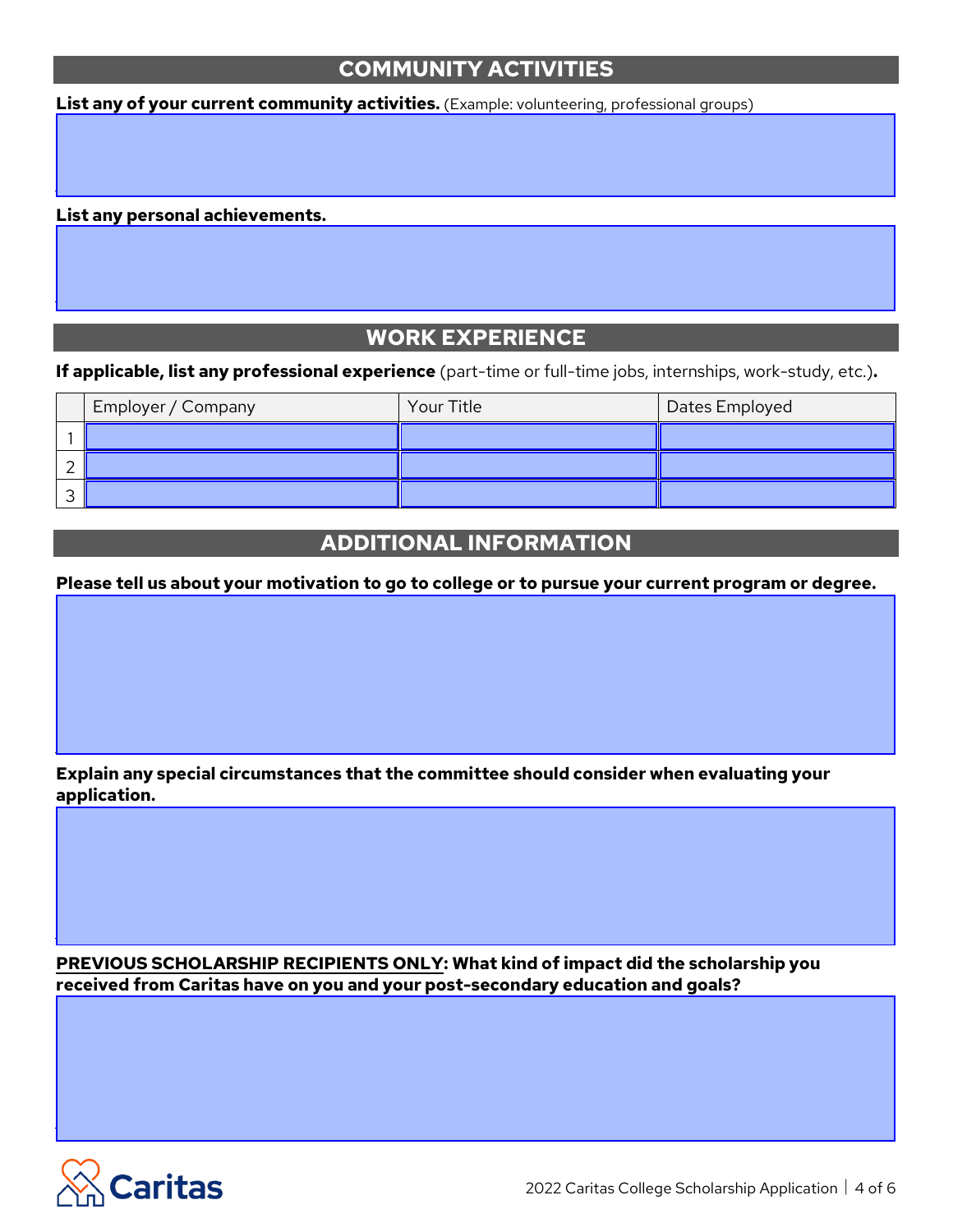## COMMUNITY ACTIVITIES

**List any of your current community activities.** (Example: volunteering, professional groups)

**List any personal achievements.**

## WORK EXPERIENCE

**If applicable, list any professional experience** (part-time or full-time jobs, internships, work-study, etc.)**.**

| | Employer / Company | Your Title | Dates Employed |
|---|---|---|---|
| 1 | | | |
| 2 | | | |
| 3 | | | |

## ADDITIONAL INFORMATION

**Please tell us about your motivation to go to college or to pursue your current program or degree.**

**Explain any special circumstances that the committee should consider when evaluating your application.**

**PREVIOUS SCHOLARSHIP RECIPIENTS ONLY: What kind of impact did the scholarship you received from Caritas have on you and your post-secondary education and goals?**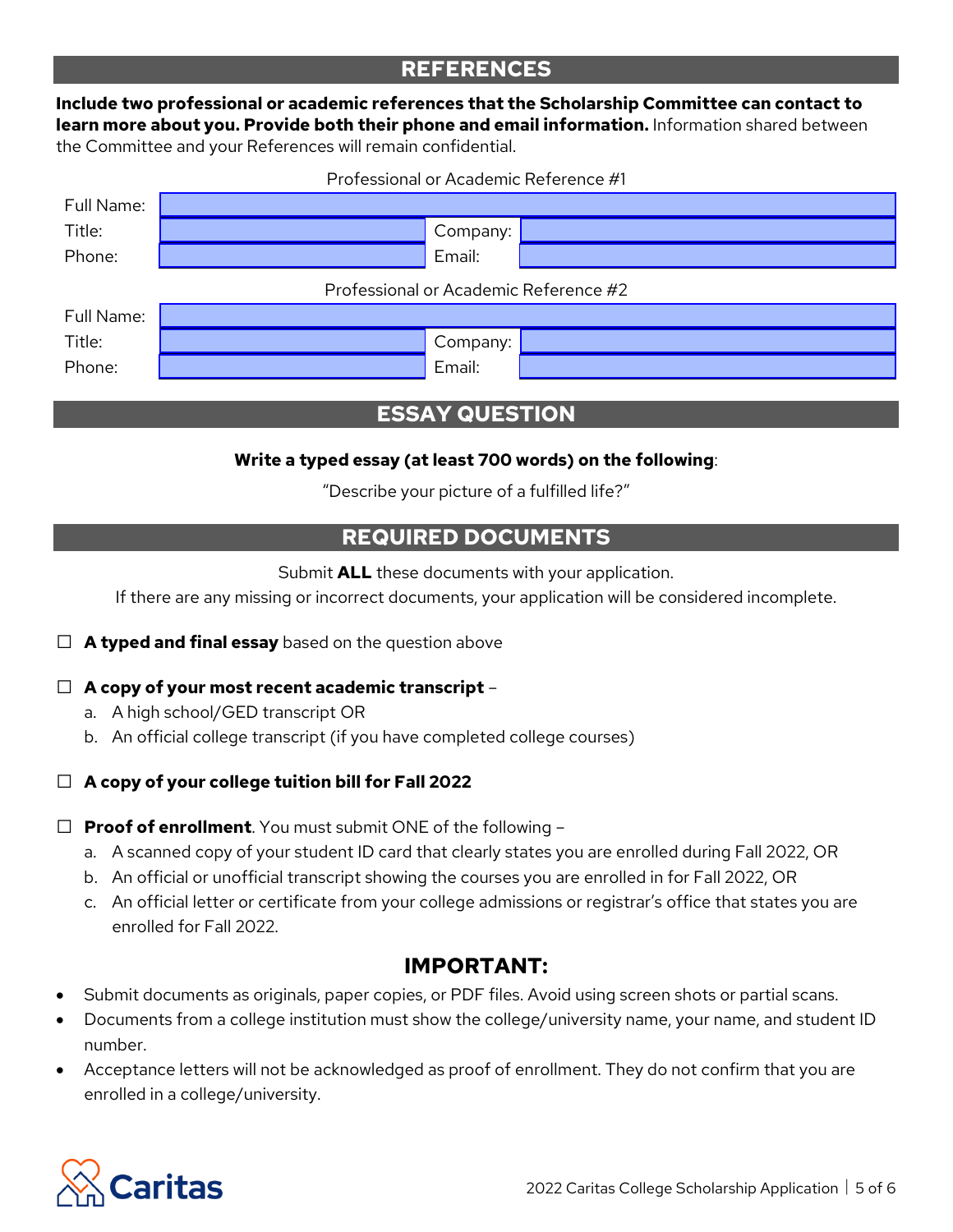## REFERENCES

**Include two professional or academic references that the Scholarship Committee can contact to learn more about you. Provide both their phone and email information.** Information shared between the Committee and your References will remain confidential.

Professional or Academic Reference #1

| | | | |
|---|---|---|---|
| Full Name: | | | |
| Title: | | Company: | |
| Phone: | | Email: | |

Professional or Academic Reference #2

| | | | |
|---|---|---|---|
| Full Name: | | | |
| Title: | | Company: | |
| Phone: | | Email: | |

## ESSAY QUESTION

**Write a typed essay (at least 700 words) on the following**:

"Describe your picture of a fulfilled life?"

## REQUIRED DOCUMENTS

Submit **ALL** these documents with your application.

If there are any missing or incorrect documents, your application will be considered incomplete.

☐ **A typed and final essay** based on the question above

☐ **A copy of your most recent academic transcript** –

a. A high school/GED transcript OR
b. An official college transcript (if you have completed college courses)

☐ **A copy of your college tuition bill for Fall 2022**

☐ **Proof of enrollment**. You must submit ONE of the following –

a. A scanned copy of your student ID card that clearly states you are enrolled during Fall 2022, OR
b. An official or unofficial transcript showing the courses you are enrolled in for Fall 2022, OR
c. An official letter or certificate from your college admissions or registrar's office that states you are enrolled for Fall 2022.

### IMPORTANT:

- Submit documents as originals, paper copies, or PDF files. Avoid using screen shots or partial scans.
- Documents from a college institution must show the college/university name, your name, and student ID number.
- Acceptance letters will not be acknowledged as proof of enrollment. They do not confirm that you are enrolled in a college/university.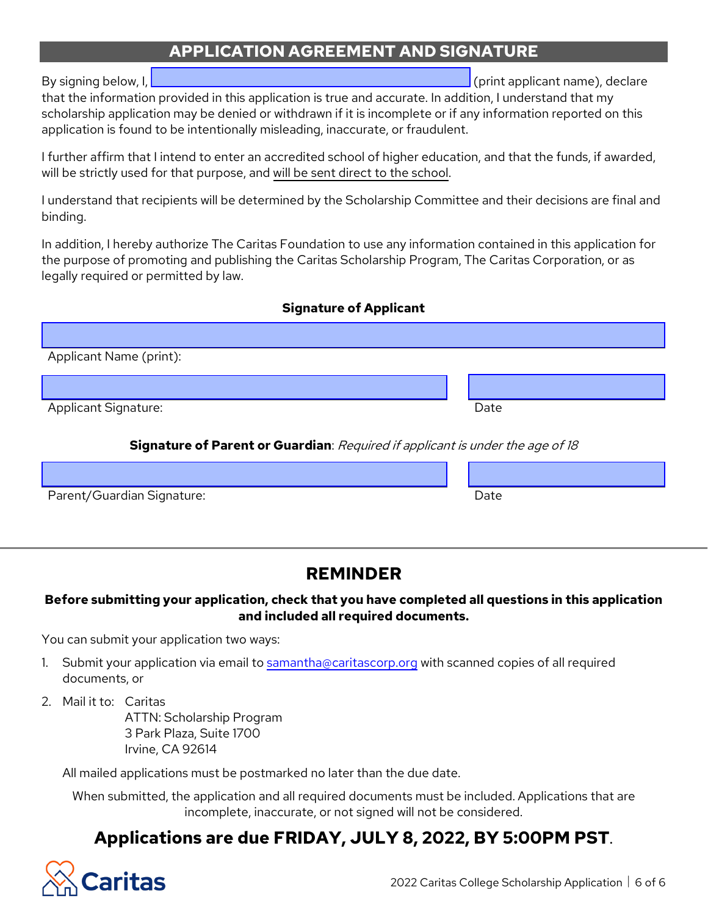## APPLICATION AGREEMENT AND SIGNATURE

By signing below, I, ______________________________ (print applicant name), declare that the information provided in this application is true and accurate. In addition, I understand that my scholarship application may be denied or withdrawn if it is incomplete or if any information reported on this application is found to be intentionally misleading, inaccurate, or fraudulent.

I further affirm that I intend to enter an accredited school of higher education, and that the funds, if awarded, will be strictly used for that purpose, and will be sent direct to the school.

I understand that recipients will be determined by the Scholarship Committee and their decisions are final and binding.

In addition, I hereby authorize The Caritas Foundation to use any information contained in this application for the purpose of promoting and publishing the Caritas Scholarship Program, The Caritas Corporation, or as legally required or permitted by law.

**Signature of Applicant**

Applicant Name (print):

Applicant Signature: Date

**Signature of Parent or Guardian**: *Required if applicant is under the age of 18*

Parent/Guardian Signature: Date

## REMINDER

**Before submitting your application, check that you have completed all questions in this application and included all required documents.**

You can submit your application two ways:

1. Submit your application via email to samantha@caritascorp.org with scanned copies of all required documents, or
2. Mail it to: Caritas
   ATTN: Scholarship Program
   3 Park Plaza, Suite 1700
   Irvine, CA 92614

   All mailed applications must be postmarked no later than the due date.

When submitted, the application and all required documents must be included. Applications that are incomplete, inaccurate, or not signed will not be considered.

### Applications are due FRIDAY, JULY 8, 2022, BY 5:00PM PST.